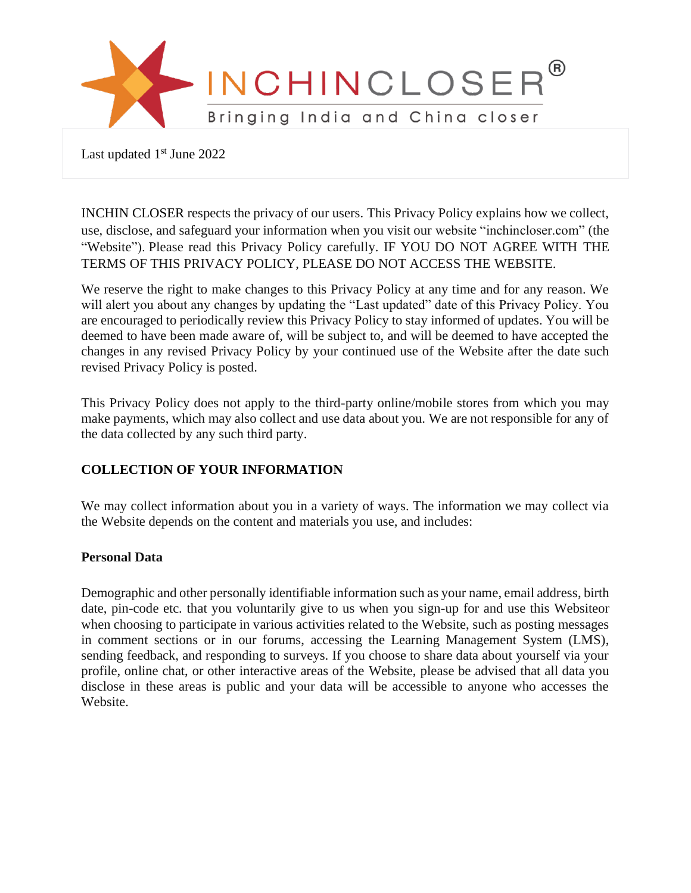INCHINCLOSER®

Bringing India and China closer

Last updated 1st June 2022

INCHIN CLOSER respects the privacy of our users. This Privacy Policy explains how we collect, use, disclose, and safeguard your information when you visit our website "inchincloser.com" (the "Website"). Please read this Privacy Policy carefully. IF YOU DO NOT AGREE WITH THE TERMS OF THIS PRIVACY POLICY, PLEASE DO NOT ACCESS THE WEBSITE.

We reserve the right to make changes to this Privacy Policy at any time and for any reason. We will alert you about any changes by updating the "Last updated" date of this Privacy Policy. You are encouraged to periodically review this Privacy Policy to stay informed of updates. You will be deemed to have been made aware of, will be subject to, and will be deemed to have accepted the changes in any revised Privacy Policy by your continued use of the Website after the date such revised Privacy Policy is posted.

This Privacy Policy does not apply to the third-party online/mobile stores from which you may make payments, which may also collect and use data about you. We are not responsible for any of the data collected by any such third party.

## COLLECTION OF YOUR INFORMATION

We may collect information about you in a variety of ways. The information we may collect via the Website depends on the content and materials you use, and includes:

### Personal Data

Demographic and other personally identifiable information such as your name, email address, birth date, pin-code etc. that you voluntarily give to us when you sign-up for and use this Websiteor when choosing to participate in various activities related to the Website, such as posting messages in comment sections or in our forums, accessing the Learning Management System (LMS), sending feedback, and responding to surveys. If you choose to share data about yourself via your profile, online chat, or other interactive areas of the Website, please be advised that all data you disclose in these areas is public and your data will be accessible to anyone who accesses the Website.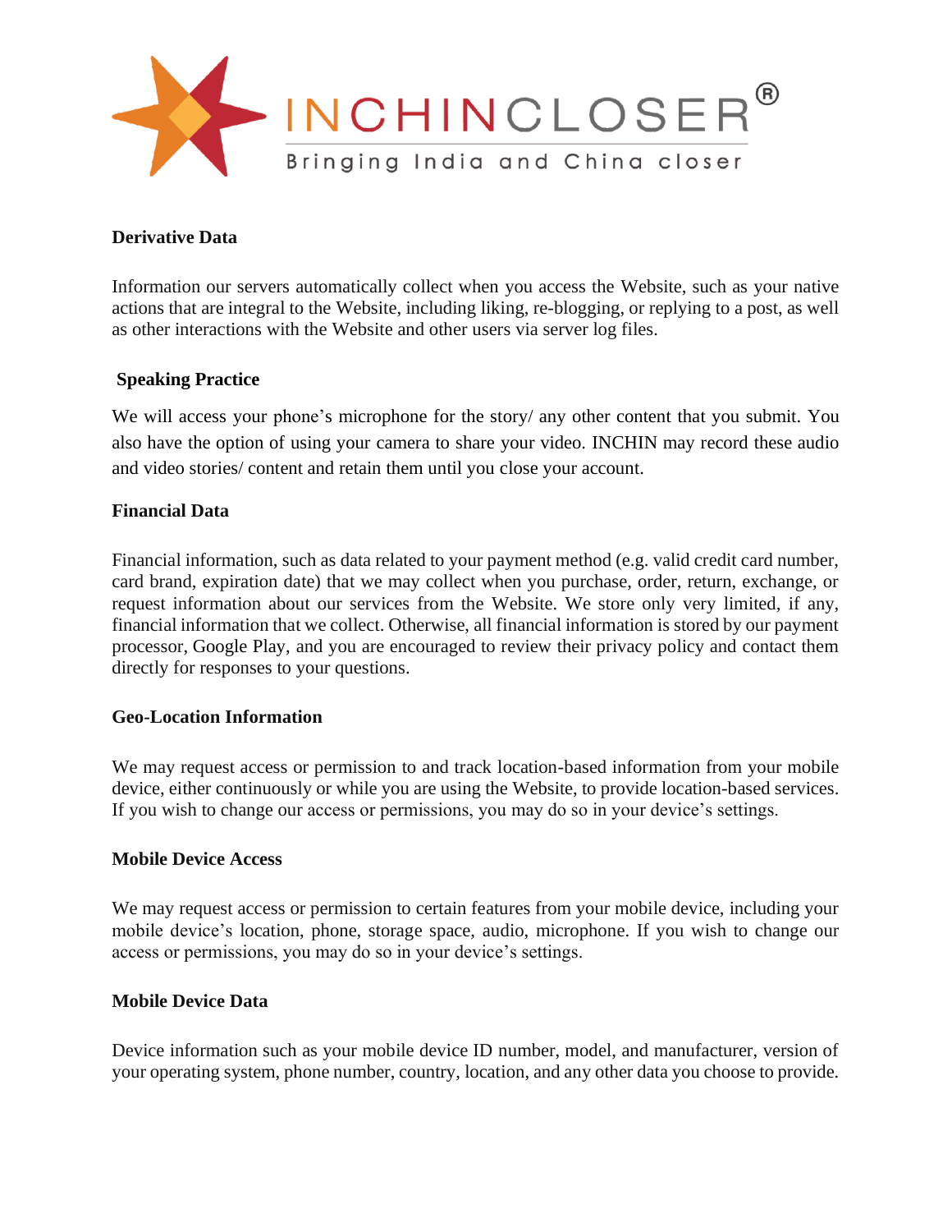**Derivative Data**

Information our servers automatically collect when you access the Website, such as your native actions that are integral to the Website, including liking, re-blogging, or replying to a post, as well as other interactions with the Website and other users via server log files.

**Speaking Practice**

We will access your phone's microphone for the story/ any other content that you submit. You also have the option of using your camera to share your video. INCHIN may record these audio and video stories/ content and retain them until you close your account.

**Financial Data**

Financial information, such as data related to your payment method (e.g. valid credit card number, card brand, expiration date) that we may collect when you purchase, order, return, exchange, or request information about our services from the Website. We store only very limited, if any, financial information that we collect. Otherwise, all financial information is stored by our payment processor, Google Play, and you are encouraged to review their privacy policy and contact them directly for responses to your questions.

**Geo-Location Information**

We may request access or permission to and track location-based information from your mobile device, either continuously or while you are using the Website, to provide location-based services. If you wish to change our access or permissions, you may do so in your device's settings.

**Mobile Device Access**

We may request access or permission to certain features from your mobile device, including your mobile device's location, phone, storage space, audio, microphone. If you wish to change our access or permissions, you may do so in your device's settings.

**Mobile Device Data**

Device information such as your mobile device ID number, model, and manufacturer, version of your operating system, phone number, country, location, and any other data you choose to provide.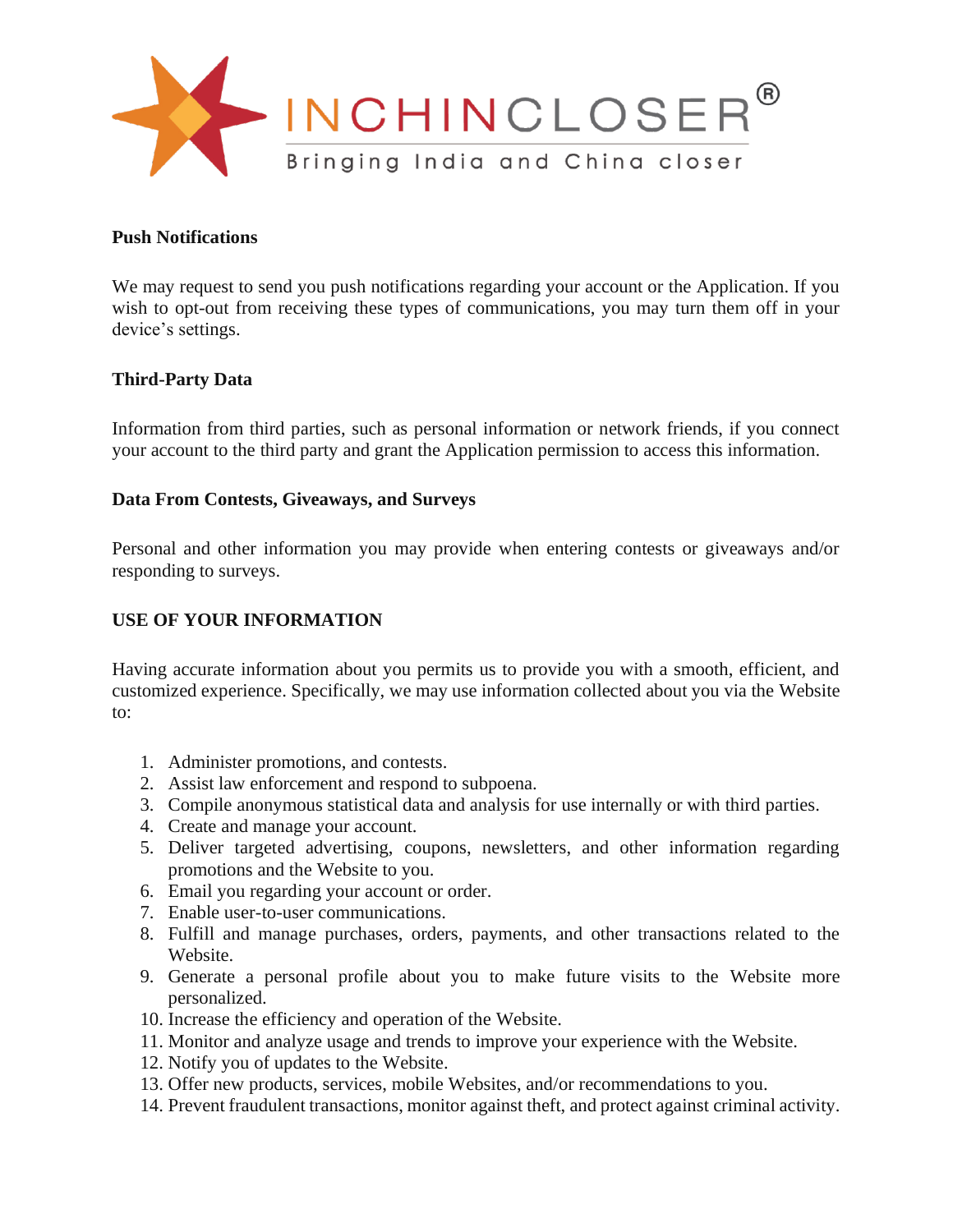**Push Notifications**

We may request to send you push notifications regarding your account or the Application. If you wish to opt-out from receiving these types of communications, you may turn them off in your device's settings.

**Third-Party Data**

Information from third parties, such as personal information or network friends, if you connect your account to the third party and grant the Application permission to access this information.

**Data From Contests, Giveaways, and Surveys**

Personal and other information you may provide when entering contests or giveaways and/or responding to surveys.

## USE OF YOUR INFORMATION

Having accurate information about you permits us to provide you with a smooth, efficient, and customized experience. Specifically, we may use information collected about you via the Website to:

1. Administer promotions, and contests.
2. Assist law enforcement and respond to subpoena.
3. Compile anonymous statistical data and analysis for use internally or with third parties.
4. Create and manage your account.
5. Deliver targeted advertising, coupons, newsletters, and other information regarding promotions and the Website to you.
6. Email you regarding your account or order.
7. Enable user-to-user communications.
8. Fulfill and manage purchases, orders, payments, and other transactions related to the Website.
9. Generate a personal profile about you to make future visits to the Website more personalized.
10. Increase the efficiency and operation of the Website.
11. Monitor and analyze usage and trends to improve your experience with the Website.
12. Notify you of updates to the Website.
13. Offer new products, services, mobile Websites, and/or recommendations to you.
14. Prevent fraudulent transactions, monitor against theft, and protect against criminal activity.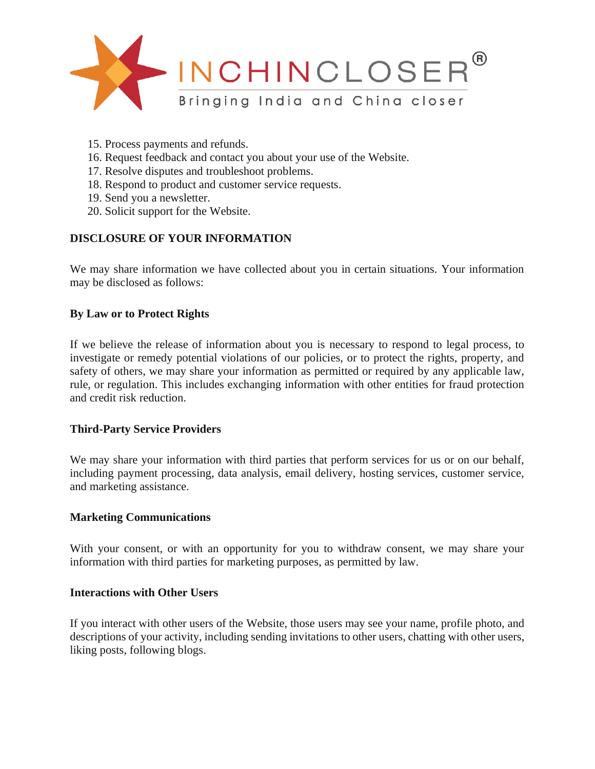15. Process payments and refunds.
16. Request feedback and contact you about your use of the Website.
17. Resolve disputes and troubleshoot problems.
18. Respond to product and customer service requests.
19. Send you a newsletter.
20. Solicit support for the Website.

## DISCLOSURE OF YOUR INFORMATION

We may share information we have collected about you in certain situations. Your information may be disclosed as follows:

### By Law or to Protect Rights

If we believe the release of information about you is necessary to respond to legal process, to investigate or remedy potential violations of our policies, or to protect the rights, property, and safety of others, we may share your information as permitted or required by any applicable law, rule, or regulation. This includes exchanging information with other entities for fraud protection and credit risk reduction.

### Third-Party Service Providers

We may share your information with third parties that perform services for us or on our behalf, including payment processing, data analysis, email delivery, hosting services, customer service, and marketing assistance.

### Marketing Communications

With your consent, or with an opportunity for you to withdraw consent, we may share your information with third parties for marketing purposes, as permitted by law.

### Interactions with Other Users

If you interact with other users of the Website, those users may see your name, profile photo, and descriptions of your activity, including sending invitations to other users, chatting with other users, liking posts, following blogs.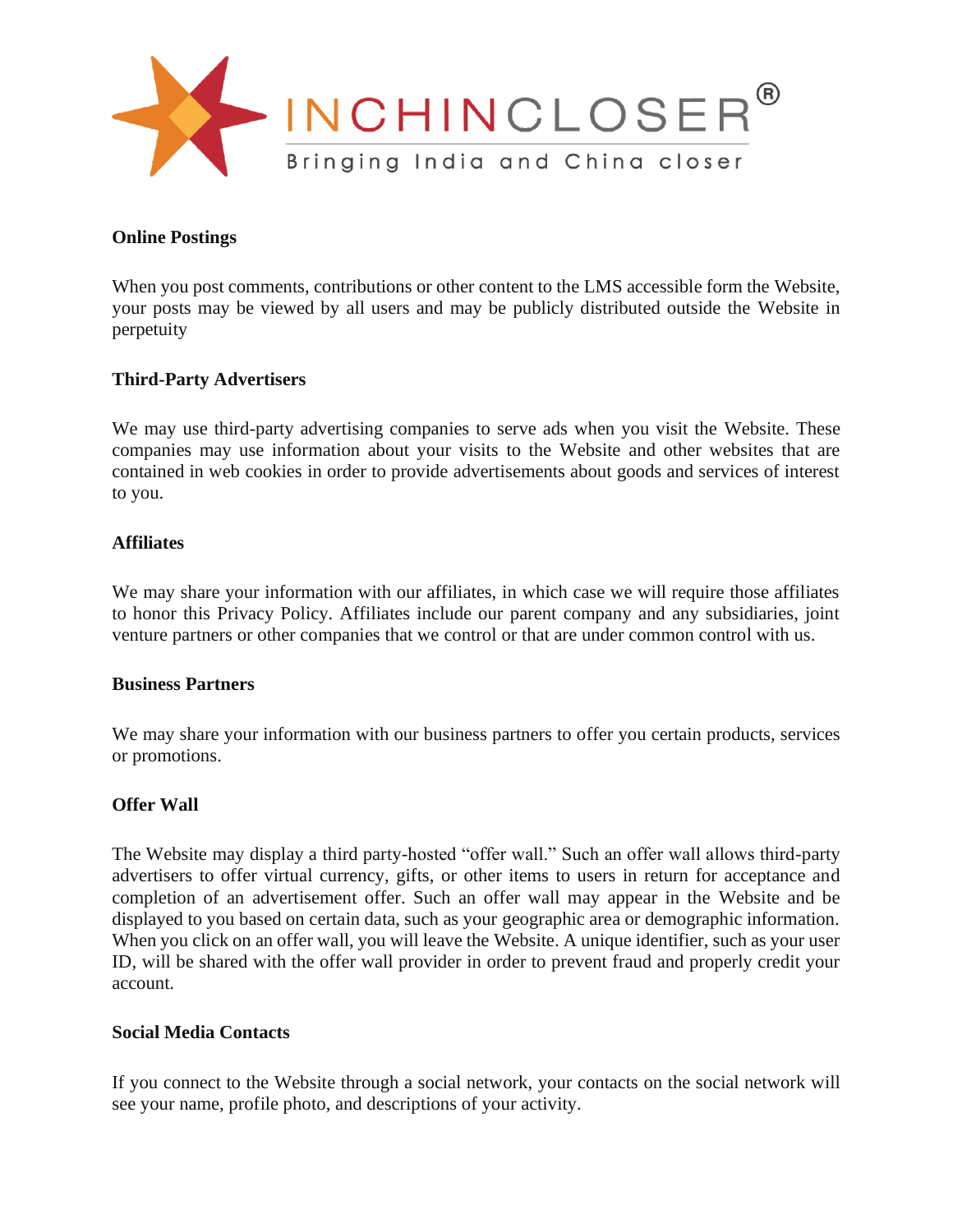### Online Postings

When you post comments, contributions or other content to the LMS accessible form the Website, your posts may be viewed by all users and may be publicly distributed outside the Website in perpetuity

### Third-Party Advertisers

We may use third-party advertising companies to serve ads when you visit the Website. These companies may use information about your visits to the Website and other websites that are contained in web cookies in order to provide advertisements about goods and services of interest to you.

### Affiliates

We may share your information with our affiliates, in which case we will require those affiliates to honor this Privacy Policy. Affiliates include our parent company and any subsidiaries, joint venture partners or other companies that we control or that are under common control with us.

### Business Partners

We may share your information with our business partners to offer you certain products, services or promotions.

### Offer Wall

The Website may display a third party-hosted "offer wall." Such an offer wall allows third-party advertisers to offer virtual currency, gifts, or other items to users in return for acceptance and completion of an advertisement offer. Such an offer wall may appear in the Website and be displayed to you based on certain data, such as your geographic area or demographic information. When you click on an offer wall, you will leave the Website. A unique identifier, such as your user ID, will be shared with the offer wall provider in order to prevent fraud and properly credit your account.

### Social Media Contacts

If you connect to the Website through a social network, your contacts on the social network will see your name, profile photo, and descriptions of your activity.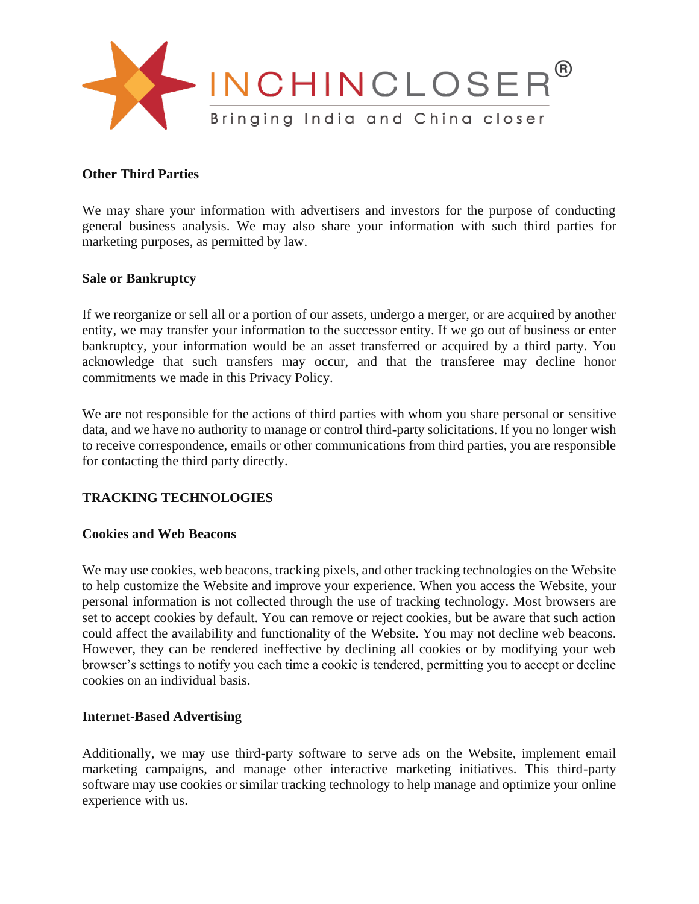**Other Third Parties**

We may share your information with advertisers and investors for the purpose of conducting general business analysis. We may also share your information with such third parties for marketing purposes, as permitted by law.

**Sale or Bankruptcy**

If we reorganize or sell all or a portion of our assets, undergo a merger, or are acquired by another entity, we may transfer your information to the successor entity. If we go out of business or enter bankruptcy, your information would be an asset transferred or acquired by a third party. You acknowledge that such transfers may occur, and that the transferee may decline honor commitments we made in this Privacy Policy.

We are not responsible for the actions of third parties with whom you share personal or sensitive data, and we have no authority to manage or control third-party solicitations. If you no longer wish to receive correspondence, emails or other communications from third parties, you are responsible for contacting the third party directly.

## TRACKING TECHNOLOGIES

**Cookies and Web Beacons**

We may use cookies, web beacons, tracking pixels, and other tracking technologies on the Website to help customize the Website and improve your experience. When you access the Website, your personal information is not collected through the use of tracking technology. Most browsers are set to accept cookies by default. You can remove or reject cookies, but be aware that such action could affect the availability and functionality of the Website. You may not decline web beacons. However, they can be rendered ineffective by declining all cookies or by modifying your web browser's settings to notify you each time a cookie is tendered, permitting you to accept or decline cookies on an individual basis.

**Internet-Based Advertising**

Additionally, we may use third-party software to serve ads on the Website, implement email marketing campaigns, and manage other interactive marketing initiatives. This third-party software may use cookies or similar tracking technology to help manage and optimize your online experience with us.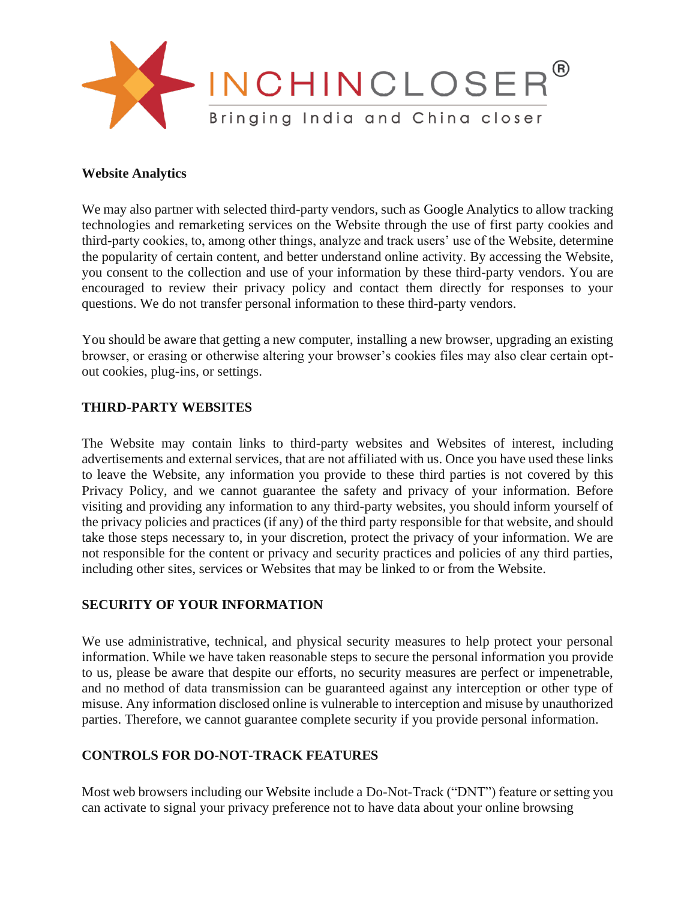**Website Analytics**

We may also partner with selected third-party vendors, such as Google Analytics to allow tracking technologies and remarketing services on the Website through the use of first party cookies and third-party cookies, to, among other things, analyze and track users' use of the Website, determine the popularity of certain content, and better understand online activity. By accessing the Website, you consent to the collection and use of your information by these third-party vendors. You are encouraged to review their privacy policy and contact them directly for responses to your questions. We do not transfer personal information to these third-party vendors.

You should be aware that getting a new computer, installing a new browser, upgrading an existing browser, or erasing or otherwise altering your browser's cookies files may also clear certain opt-out cookies, plug-ins, or settings.

**THIRD-PARTY WEBSITES**

The Website may contain links to third-party websites and Websites of interest, including advertisements and external services, that are not affiliated with us. Once you have used these links to leave the Website, any information you provide to these third parties is not covered by this Privacy Policy, and we cannot guarantee the safety and privacy of your information. Before visiting and providing any information to any third-party websites, you should inform yourself of the privacy policies and practices (if any) of the third party responsible for that website, and should take those steps necessary to, in your discretion, protect the privacy of your information. We are not responsible for the content or privacy and security practices and policies of any third parties, including other sites, services or Websites that may be linked to or from the Website.

**SECURITY OF YOUR INFORMATION**

We use administrative, technical, and physical security measures to help protect your personal information. While we have taken reasonable steps to secure the personal information you provide to us, please be aware that despite our efforts, no security measures are perfect or impenetrable, and no method of data transmission can be guaranteed against any interception or other type of misuse. Any information disclosed online is vulnerable to interception and misuse by unauthorized parties. Therefore, we cannot guarantee complete security if you provide personal information.

**CONTROLS FOR DO-NOT-TRACK FEATURES**

Most web browsers including our Website include a Do-Not-Track ("DNT") feature or setting you can activate to signal your privacy preference not to have data about your online browsing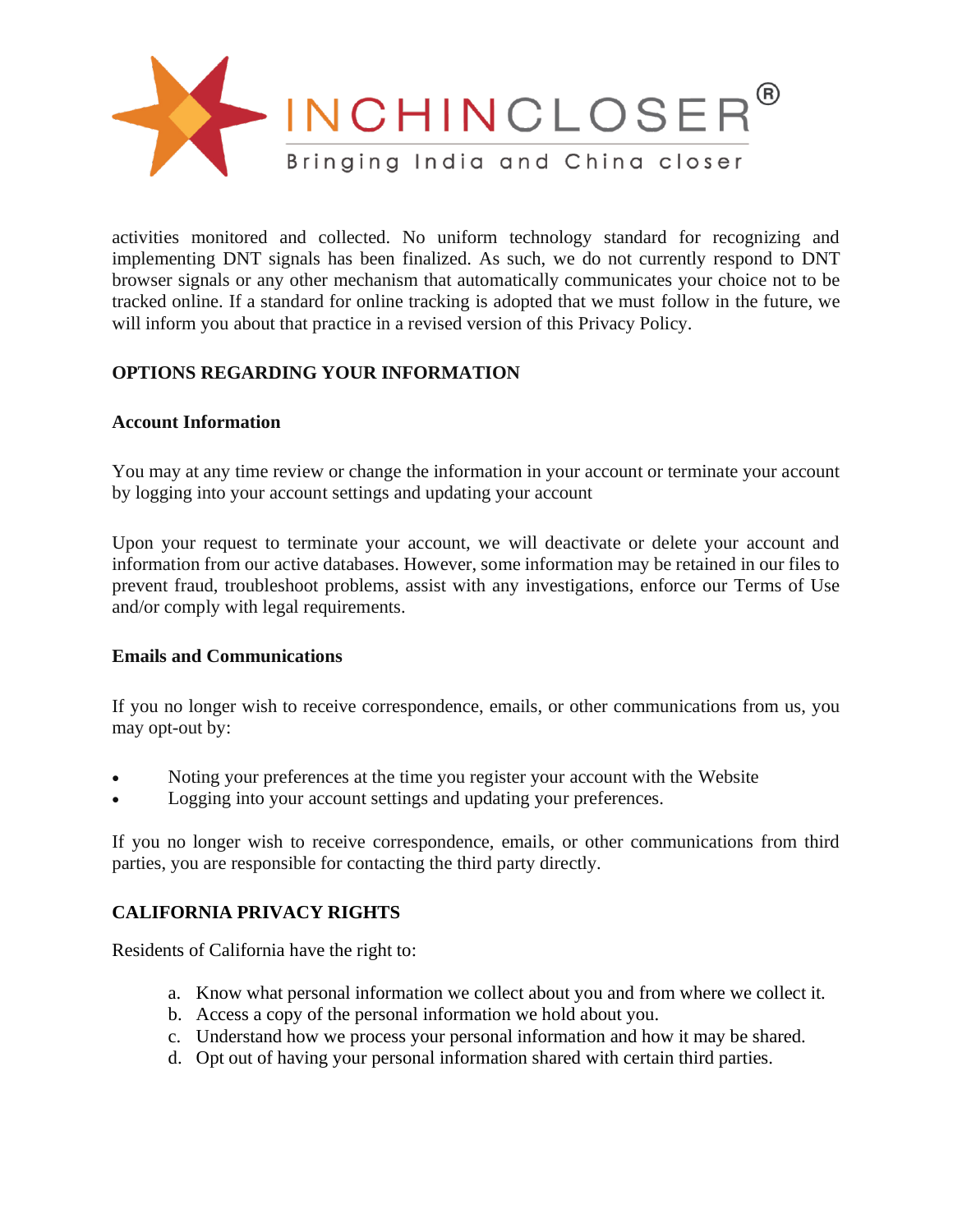activities monitored and collected. No uniform technology standard for recognizing and implementing DNT signals has been finalized. As such, we do not currently respond to DNT browser signals or any other mechanism that automatically communicates your choice not to be tracked online. If a standard for online tracking is adopted that we must follow in the future, we will inform you about that practice in a revised version of this Privacy Policy.

## OPTIONS REGARDING YOUR INFORMATION

### Account Information

You may at any time review or change the information in your account or terminate your account by logging into your account settings and updating your account

Upon your request to terminate your account, we will deactivate or delete your account and information from our active databases. However, some information may be retained in our files to prevent fraud, troubleshoot problems, assist with any investigations, enforce our Terms of Use and/or comply with legal requirements.

### Emails and Communications

If you no longer wish to receive correspondence, emails, or other communications from us, you may opt-out by:

- Noting your preferences at the time you register your account with the Website
- Logging into your account settings and updating your preferences.

If you no longer wish to receive correspondence, emails, or other communications from third parties, you are responsible for contacting the third party directly.

## CALIFORNIA PRIVACY RIGHTS

Residents of California have the right to:

a. Know what personal information we collect about you and from where we collect it.
b. Access a copy of the personal information we hold about you.
c. Understand how we process your personal information and how it may be shared.
d. Opt out of having your personal information shared with certain third parties.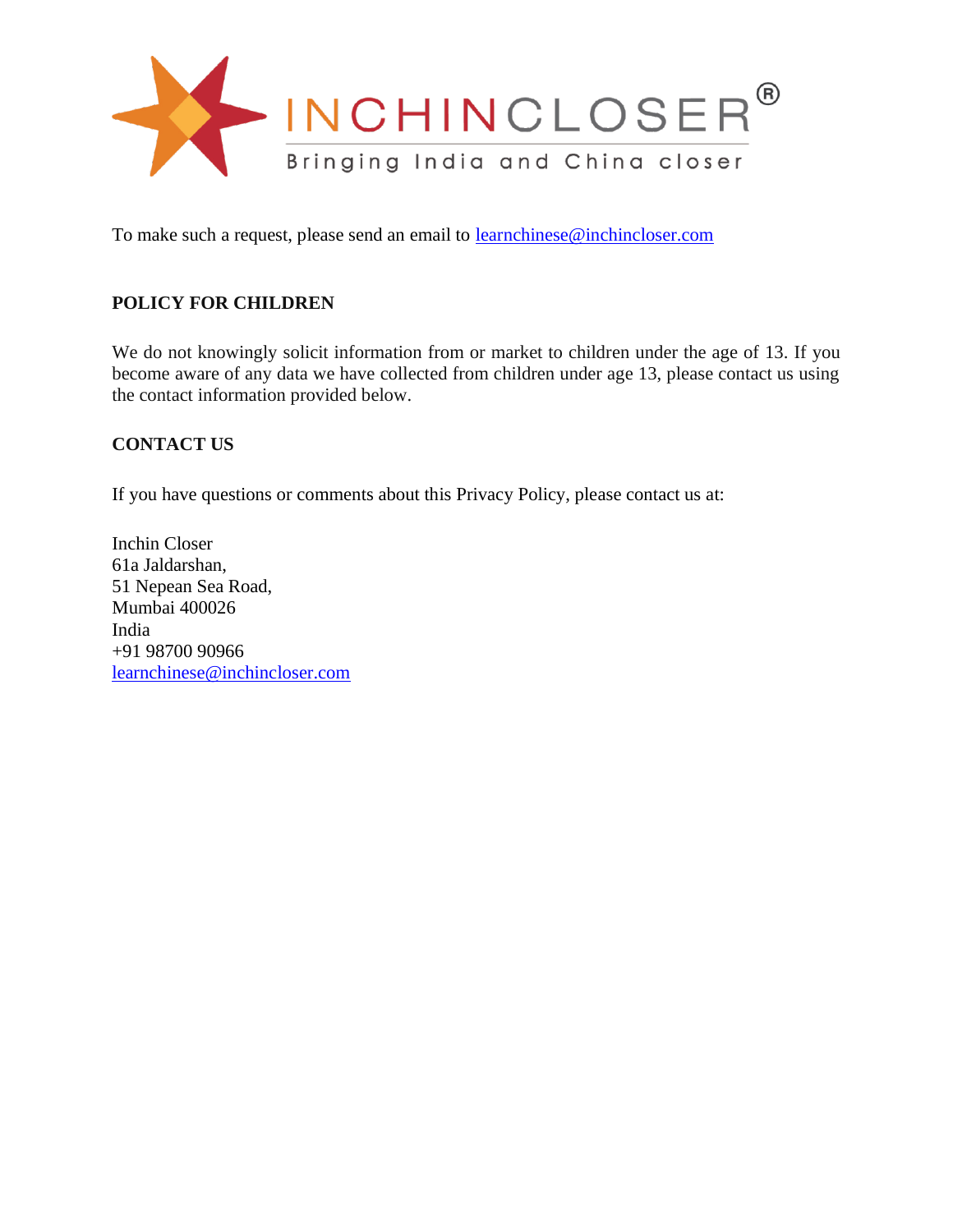To make such a request, please send an email to learnchinese@inchincloser.com

## POLICY FOR CHILDREN

We do not knowingly solicit information from or market to children under the age of 13. If you become aware of any data we have collected from children under age 13, please contact us using the contact information provided below.

## CONTACT US

If you have questions or comments about this Privacy Policy, please contact us at:

Inchin Closer  
61a Jaldarshan,  
51 Nepean Sea Road,  
Mumbai 400026  
India  
+91 98700 90966  
learnchinese@inchincloser.com